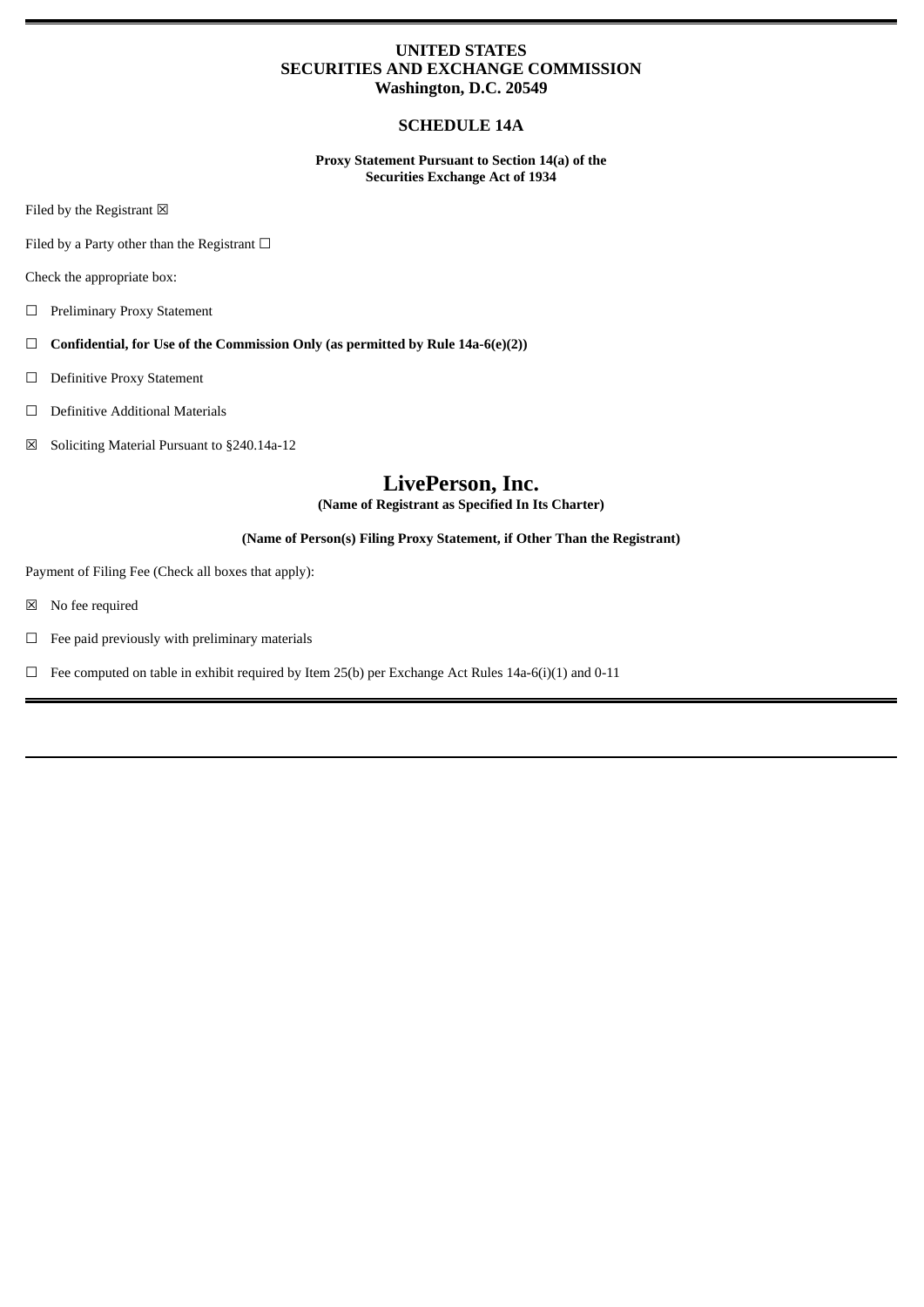**UNITED STATES**
**SECURITIES AND EXCHANGE COMMISSION**
**Washington, D.C. 20549**

**SCHEDULE 14A**

**Proxy Statement Pursuant to Section 14(a) of the**
**Securities Exchange Act of 1934**

Filed by the Registrant ☒

Filed by a Party other than the Registrant ☐

Check the appropriate box:

☐ Preliminary Proxy Statement

☐ **Confidential, for Use of the Commission Only (as permitted by Rule 14a-6(e)(2))**

☐ Definitive Proxy Statement

☐ Definitive Additional Materials

☒ Soliciting Material Pursuant to §240.14a-12

# LivePerson, Inc.

**(Name of Registrant as Specified In Its Charter)**

**(Name of Person(s) Filing Proxy Statement, if Other Than the Registrant)**

Payment of Filing Fee (Check all boxes that apply):

☒ No fee required

☐ Fee paid previously with preliminary materials

☐ Fee computed on table in exhibit required by Item 25(b) per Exchange Act Rules 14a-6(i)(1) and 0-11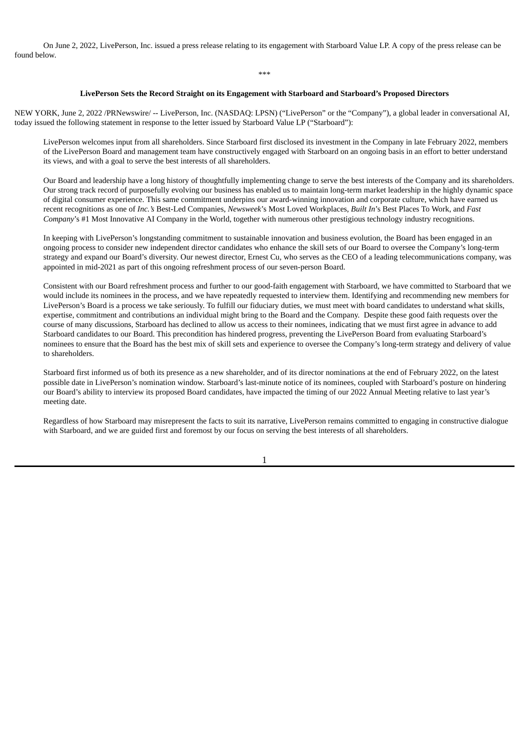On June 2, 2022, LivePerson, Inc. issued a press release relating to its engagement with Starboard Value LP. A copy of the press release can be found below.

***

**LivePerson Sets the Record Straight on its Engagement with Starboard and Starboard's Proposed Directors**

NEW YORK, June 2, 2022 /PRNewswire/ -- LivePerson, Inc. (NASDAQ: LPSN) ("LivePerson" or the "Company"), a global leader in conversational AI, today issued the following statement in response to the letter issued by Starboard Value LP ("Starboard"):

LivePerson welcomes input from all shareholders. Since Starboard first disclosed its investment in the Company in late February 2022, members of the LivePerson Board and management team have constructively engaged with Starboard on an ongoing basis in an effort to better understand its views, and with a goal to serve the best interests of all shareholders.

Our Board and leadership have a long history of thoughtfully implementing change to serve the best interests of the Company and its shareholders. Our strong track record of purposefully evolving our business has enabled us to maintain long-term market leadership in the highly dynamic space of digital consumer experience. This same commitment underpins our award-winning innovation and corporate culture, which have earned us recent recognitions as one of *Inc.'*s Best-Led Companies, *Newsweek*'s Most Loved Workplaces, *Built In*'s Best Places To Work, and *Fast Company*'s #1 Most Innovative AI Company in the World, together with numerous other prestigious technology industry recognitions.

In keeping with LivePerson's longstanding commitment to sustainable innovation and business evolution, the Board has been engaged in an ongoing process to consider new independent director candidates who enhance the skill sets of our Board to oversee the Company's long-term strategy and expand our Board's diversity. Our newest director, Ernest Cu, who serves as the CEO of a leading telecommunications company, was appointed in mid-2021 as part of this ongoing refreshment process of our seven-person Board.

Consistent with our Board refreshment process and further to our good-faith engagement with Starboard, we have committed to Starboard that we would include its nominees in the process, and we have repeatedly requested to interview them. Identifying and recommending new members for LivePerson's Board is a process we take seriously. To fulfill our fiduciary duties, we must meet with board candidates to understand what skills, expertise, commitment and contributions an individual might bring to the Board and the Company. Despite these good faith requests over the course of many discussions, Starboard has declined to allow us access to their nominees, indicating that we must first agree in advance to add Starboard candidates to our Board. This precondition has hindered progress, preventing the LivePerson Board from evaluating Starboard's nominees to ensure that the Board has the best mix of skill sets and experience to oversee the Company's long-term strategy and delivery of value to shareholders.

Starboard first informed us of both its presence as a new shareholder, and of its director nominations at the end of February 2022, on the latest possible date in LivePerson's nomination window. Starboard's last-minute notice of its nominees, coupled with Starboard's posture on hindering our Board's ability to interview its proposed Board candidates, have impacted the timing of our 2022 Annual Meeting relative to last year's meeting date.

Regardless of how Starboard may misrepresent the facts to suit its narrative, LivePerson remains committed to engaging in constructive dialogue with Starboard, and we are guided first and foremost by our focus on serving the best interests of all shareholders.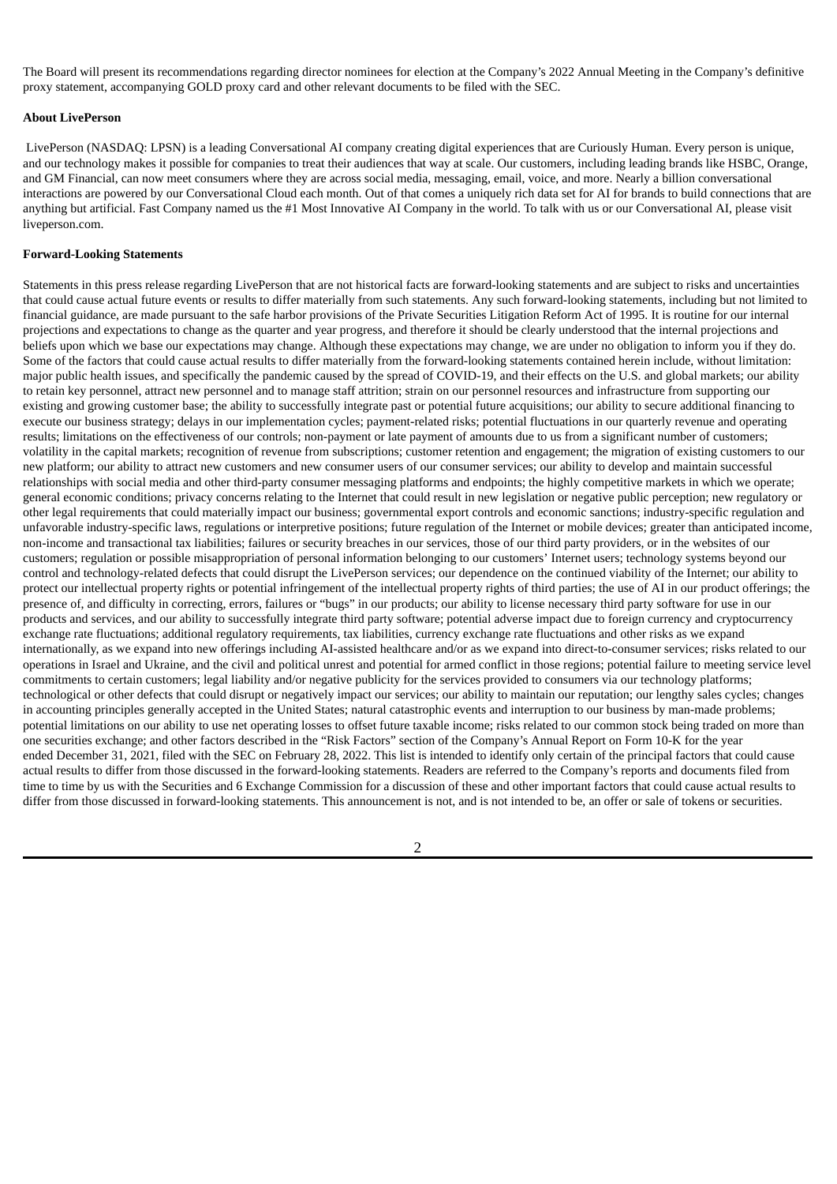The Board will present its recommendations regarding director nominees for election at the Company's 2022 Annual Meeting in the Company's definitive proxy statement, accompanying GOLD proxy card and other relevant documents to be filed with the SEC.

**About LivePerson**

LivePerson (NASDAQ: LPSN) is a leading Conversational AI company creating digital experiences that are Curiously Human. Every person is unique, and our technology makes it possible for companies to treat their audiences that way at scale. Our customers, including leading brands like HSBC, Orange, and GM Financial, can now meet consumers where they are across social media, messaging, email, voice, and more. Nearly a billion conversational interactions are powered by our Conversational Cloud each month. Out of that comes a uniquely rich data set for AI for brands to build connections that are anything but artificial. Fast Company named us the #1 Most Innovative AI Company in the world. To talk with us or our Conversational AI, please visit liveperson.com.

**Forward-Looking Statements**

Statements in this press release regarding LivePerson that are not historical facts are forward-looking statements and are subject to risks and uncertainties that could cause actual future events or results to differ materially from such statements. Any such forward-looking statements, including but not limited to financial guidance, are made pursuant to the safe harbor provisions of the Private Securities Litigation Reform Act of 1995. It is routine for our internal projections and expectations to change as the quarter and year progress, and therefore it should be clearly understood that the internal projections and beliefs upon which we base our expectations may change. Although these expectations may change, we are under no obligation to inform you if they do. Some of the factors that could cause actual results to differ materially from the forward-looking statements contained herein include, without limitation: major public health issues, and specifically the pandemic caused by the spread of COVID-19, and their effects on the U.S. and global markets; our ability to retain key personnel, attract new personnel and to manage staff attrition; strain on our personnel resources and infrastructure from supporting our existing and growing customer base; the ability to successfully integrate past or potential future acquisitions; our ability to secure additional financing to execute our business strategy; delays in our implementation cycles; payment-related risks; potential fluctuations in our quarterly revenue and operating results; limitations on the effectiveness of our controls; non-payment or late payment of amounts due to us from a significant number of customers; volatility in the capital markets; recognition of revenue from subscriptions; customer retention and engagement; the migration of existing customers to our new platform; our ability to attract new customers and new consumer users of our consumer services; our ability to develop and maintain successful relationships with social media and other third-party consumer messaging platforms and endpoints; the highly competitive markets in which we operate; general economic conditions; privacy concerns relating to the Internet that could result in new legislation or negative public perception; new regulatory or other legal requirements that could materially impact our business; governmental export controls and economic sanctions; industry-specific regulation and unfavorable industry-specific laws, regulations or interpretive positions; future regulation of the Internet or mobile devices; greater than anticipated income, non-income and transactional tax liabilities; failures or security breaches in our services, those of our third party providers, or in the websites of our customers; regulation or possible misappropriation of personal information belonging to our customers' Internet users; technology systems beyond our control and technology-related defects that could disrupt the LivePerson services; our dependence on the continued viability of the Internet; our ability to protect our intellectual property rights or potential infringement of the intellectual property rights of third parties; the use of AI in our product offerings; the presence of, and difficulty in correcting, errors, failures or "bugs" in our products; our ability to license necessary third party software for use in our products and services, and our ability to successfully integrate third party software; potential adverse impact due to foreign currency and cryptocurrency exchange rate fluctuations; additional regulatory requirements, tax liabilities, currency exchange rate fluctuations and other risks as we expand internationally, as we expand into new offerings including AI-assisted healthcare and/or as we expand into direct-to-consumer services; risks related to our operations in Israel and Ukraine, and the civil and political unrest and potential for armed conflict in those regions; potential failure to meeting service level commitments to certain customers; legal liability and/or negative publicity for the services provided to consumers via our technology platforms; technological or other defects that could disrupt or negatively impact our services; our ability to maintain our reputation; our lengthy sales cycles; changes in accounting principles generally accepted in the United States; natural catastrophic events and interruption to our business by man-made problems; potential limitations on our ability to use net operating losses to offset future taxable income; risks related to our common stock being traded on more than one securities exchange; and other factors described in the "Risk Factors" section of the Company's Annual Report on Form 10-K for the year ended December 31, 2021, filed with the SEC on February 28, 2022. This list is intended to identify only certain of the principal factors that could cause actual results to differ from those discussed in the forward-looking statements. Readers are referred to the Company's reports and documents filed from time to time by us with the Securities and 6 Exchange Commission for a discussion of these and other important factors that could cause actual results to differ from those discussed in forward-looking statements. This announcement is not, and is not intended to be, an offer or sale of tokens or securities.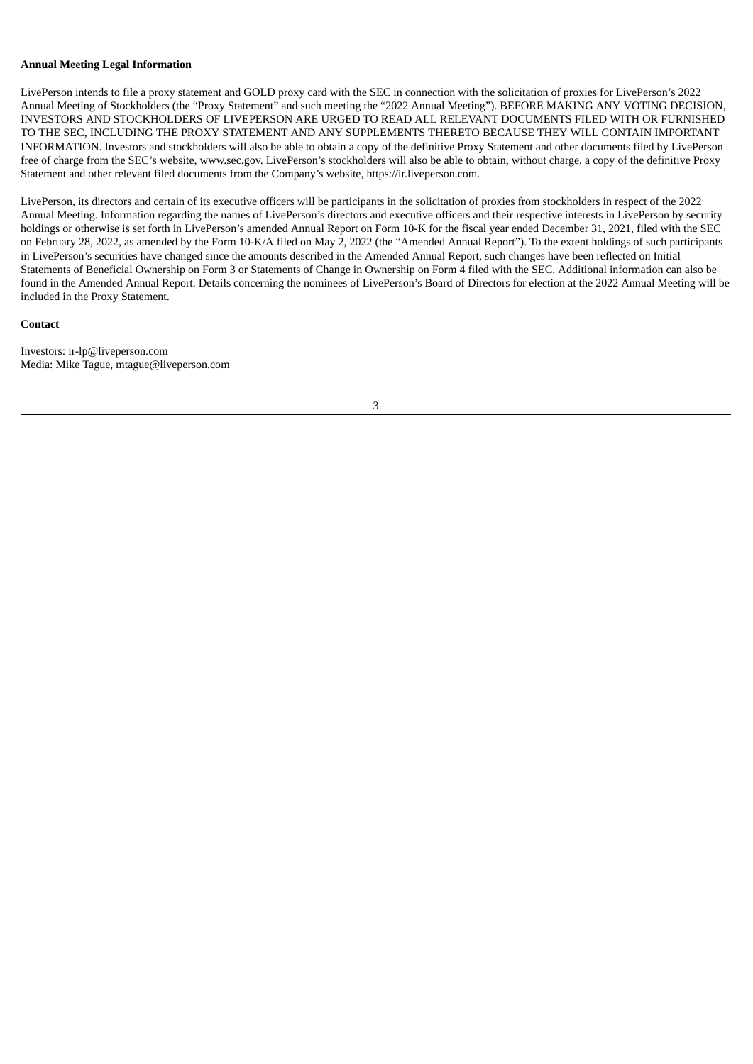**Annual Meeting Legal Information**

LivePerson intends to file a proxy statement and GOLD proxy card with the SEC in connection with the solicitation of proxies for LivePerson's 2022 Annual Meeting of Stockholders (the "Proxy Statement" and such meeting the "2022 Annual Meeting"). BEFORE MAKING ANY VOTING DECISION, INVESTORS AND STOCKHOLDERS OF LIVEPERSON ARE URGED TO READ ALL RELEVANT DOCUMENTS FILED WITH OR FURNISHED TO THE SEC, INCLUDING THE PROXY STATEMENT AND ANY SUPPLEMENTS THERETO BECAUSE THEY WILL CONTAIN IMPORTANT INFORMATION. Investors and stockholders will also be able to obtain a copy of the definitive Proxy Statement and other documents filed by LivePerson free of charge from the SEC's website, www.sec.gov. LivePerson's stockholders will also be able to obtain, without charge, a copy of the definitive Proxy Statement and other relevant filed documents from the Company's website, https://ir.liveperson.com.

LivePerson, its directors and certain of its executive officers will be participants in the solicitation of proxies from stockholders in respect of the 2022 Annual Meeting. Information regarding the names of LivePerson's directors and executive officers and their respective interests in LivePerson by security holdings or otherwise is set forth in LivePerson's amended Annual Report on Form 10-K for the fiscal year ended December 31, 2021, filed with the SEC on February 28, 2022, as amended by the Form 10-K/A filed on May 2, 2022 (the "Amended Annual Report"). To the extent holdings of such participants in LivePerson's securities have changed since the amounts described in the Amended Annual Report, such changes have been reflected on Initial Statements of Beneficial Ownership on Form 3 or Statements of Change in Ownership on Form 4 filed with the SEC. Additional information can also be found in the Amended Annual Report. Details concerning the nominees of LivePerson's Board of Directors for election at the 2022 Annual Meeting will be included in the Proxy Statement.

**Contact**

Investors: ir-lp@liveperson.com
Media: Mike Tague, mtague@liveperson.com